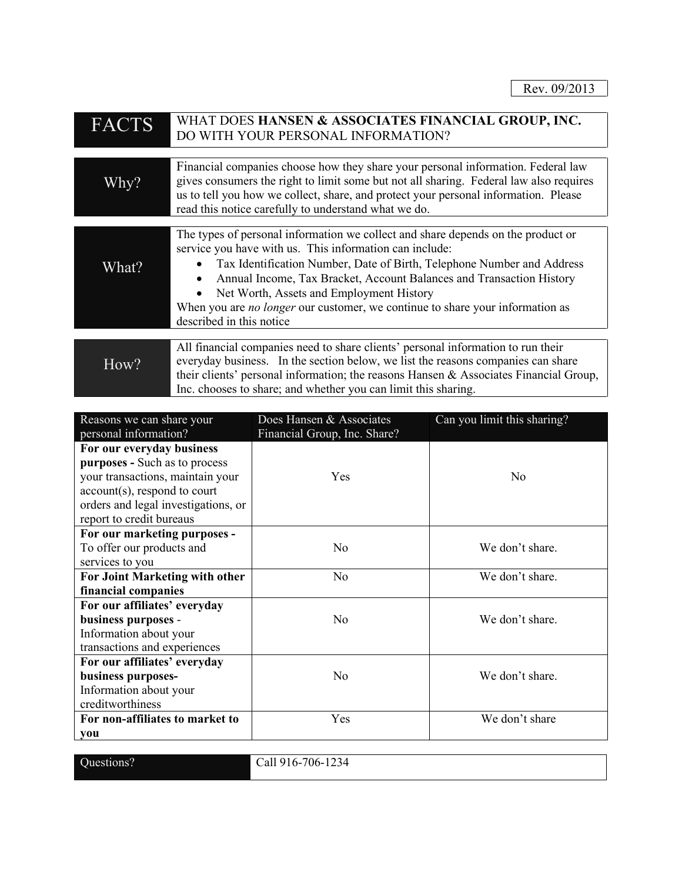Rev. 09/2013

| FACTS | WHAT DOES **HANSEN & ASSOCIATES FINANCIAL GROUP, INC.** DO WITH YOUR PERSONAL INFORMATION? |
|---|---|

| Why? | Financial companies choose how they share your personal information. Federal law gives consumers the right to limit some but not all sharing. Federal law also requires us to tell you how we collect, share, and protect your personal information. Please read this notice carefully to understand what we do. |
|---|---|
| **What?** | The types of personal information we collect and share depends on the product or service you have with us. This information can include:<br>• Tax Identification Number, Date of Birth, Telephone Number and Address<br>• Annual Income, Tax Bracket, Account Balances and Transaction History<br>• Net Worth, Assets and Employment History<br>When you are *no longer* our customer, we continue to share your information as described in this notice |
| **How?** | All financial companies need to share clients' personal information to run their everyday business. In the section below, we list the reasons companies can share their clients' personal information; the reasons Hansen & Associates Financial Group, Inc. chooses to share; and whether you can limit this sharing. |

| Reasons we can share your personal information? | Does Hansen & Associates Financial Group, Inc. Share? | Can you limit this sharing? |
|---|---|---|
| **For our everyday business purposes -** Such as to process your transactions, maintain your account(s), respond to court orders and legal investigations, or report to credit bureaus | Yes | No |
| **For our marketing purposes -** To offer our products and services to you | No | We don't share. |
| **For Joint Marketing with other financial companies** | No | We don't share. |
| **For our affiliates' everyday business purposes** - Information about your transactions and experiences | No | We don't share. |
| **For our affiliates' everyday business purposes-** Information about your creditworthiness | No | We don't share. |
| **For non-affiliates to market to you** | Yes | We don't share |

| Questions? | Call 916-706-1234 |
|---|---|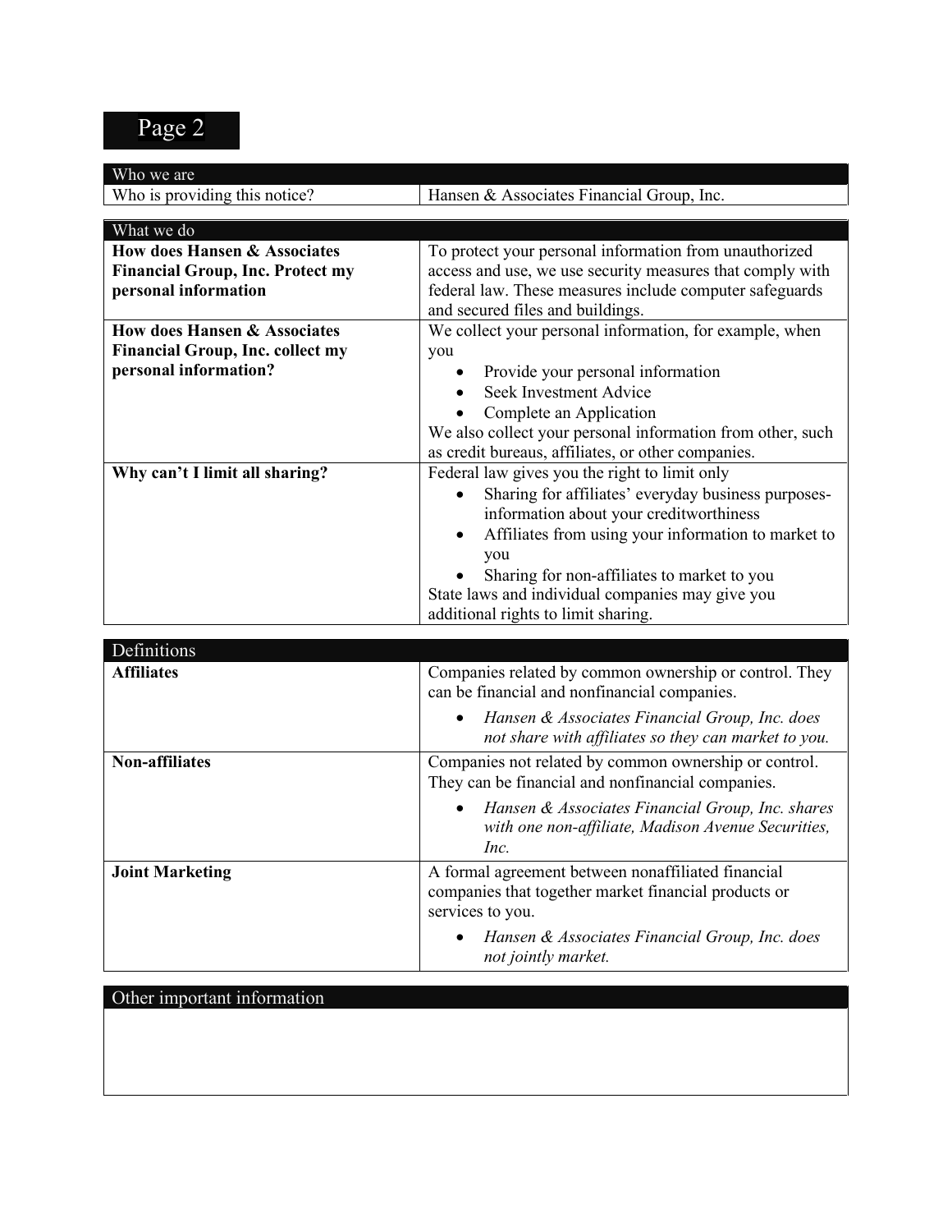Page 2

| Who we are | |
|---|---|
| Who is providing this notice? | Hansen & Associates Financial Group, Inc. |

| What we do | |
|---|---|
| **How does Hansen & Associates Financial Group, Inc. Protect my personal information** | To protect your personal information from unauthorized access and use, we use security measures that comply with federal law. These measures include computer safeguards and secured files and buildings. |
| **How does Hansen & Associates Financial Group, Inc. collect my personal information?** | We collect your personal information, for example, when you<br>• Provide your personal information<br>• Seek Investment Advice<br>• Complete an Application<br>We also collect your personal information from other, such as credit bureaus, affiliates, or other companies. |
| **Why can't I limit all sharing?** | Federal law gives you the right to limit only<br>• Sharing for affiliates' everyday business purposes- information about your creditworthiness<br>• Affiliates from using your information to market to you<br>• Sharing for non-affiliates to market to you<br>State laws and individual companies may give you additional rights to limit sharing. |

| Definitions | |
|---|---|
| **Affiliates** | Companies related by common ownership or control. They can be financial and nonfinancial companies.<br>• *Hansen & Associates Financial Group, Inc. does not share with affiliates so they can market to you.* |
| **Non-affiliates** | Companies not related by common ownership or control. They can be financial and nonfinancial companies.<br>• *Hansen & Associates Financial Group, Inc. shares with one non-affiliate, Madison Avenue Securities, Inc.* |
| **Joint Marketing** | A formal agreement between nonaffiliated financial companies that together market financial products or services to you.<br>• *Hansen & Associates Financial Group, Inc. does not jointly market.* |

| Other important information |
|---|
| |